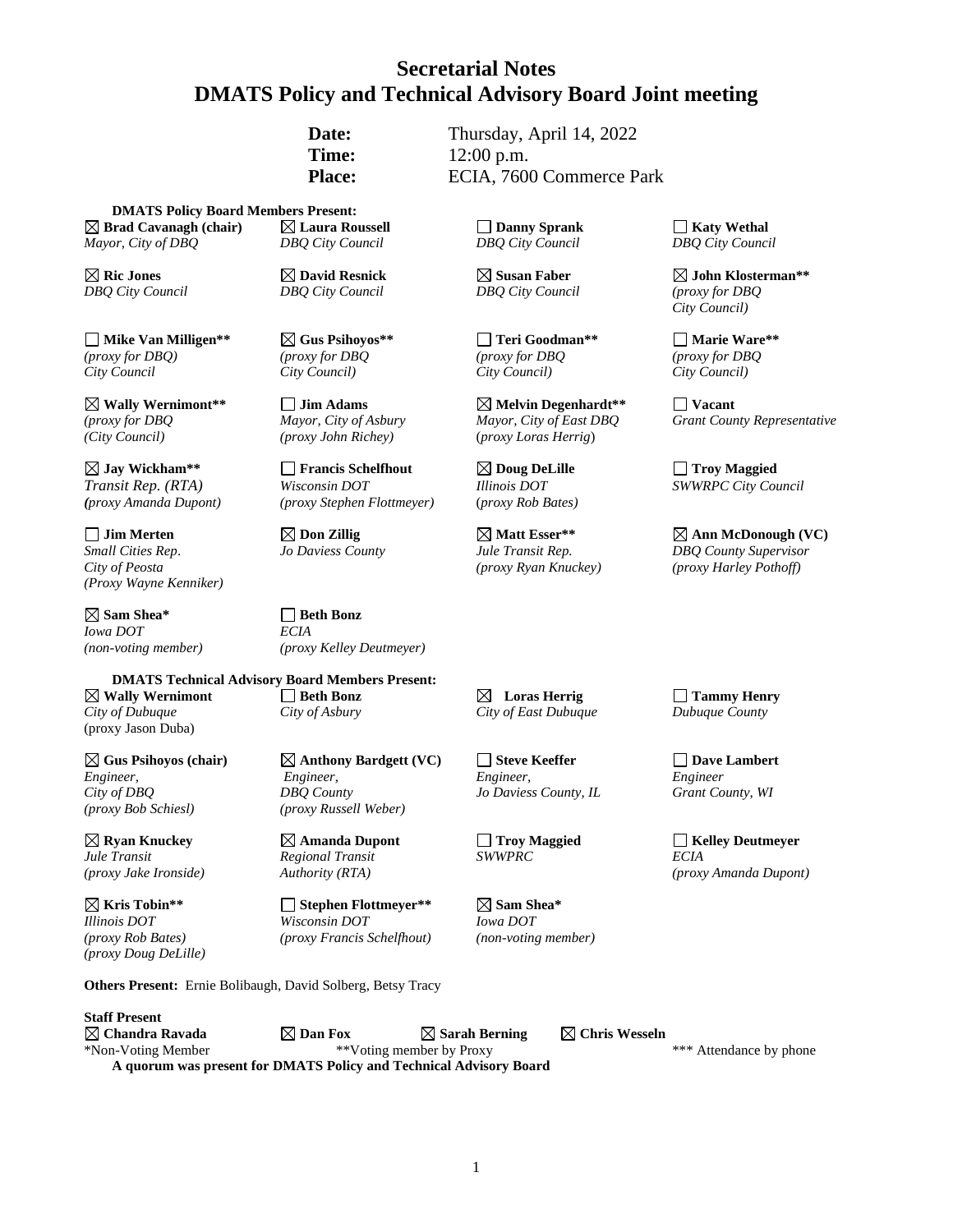# Secretarial Notes
# DMATS Policy and Technical Advisory Board Joint meeting

**Date:** Thursday, April 14, 2022
**Time:** 12:00 p.m.
**Place:** ECIA, 7600 Commerce Park

**DMATS Policy Board Members Present:**

| | | | |
|---|---|---|---|
| ☒ **Brad Cavanagh (chair)**<br>*Mayor, City of DBQ* | ☒ **Laura Roussell**<br>*DBQ City Council* | ☐ **Danny Sprank**<br>*DBQ City Council* | ☐ **Katy Wethal**<br>*DBQ City Council* |
| ☒ **Ric Jones**<br>*DBQ City Council* | ☒ **David Resnick**<br>*DBQ City Council* | ☒ **Susan Faber**<br>*DBQ City Council* | ☒ **John Klosterman****<br>*(proxy for DBQ City Council)* |
| ☐ **Mike Van Milligen****<br>*(proxy for DBQ) City Council* | ☒ **Gus Psihoyos****<br>*(proxy for DBQ City Council)* | ☐ **Teri Goodman****<br>*(proxy for DBQ City Council)* | ☐ **Marie Ware****<br>*(proxy for DBQ City Council)* |
| ☒ **Wally Wernimont****<br>*(proxy for DBQ (City Council)* | ☐ **Jim Adams**<br>*Mayor, City of Asbury (proxy John Richey)* | ☒ **Melvin Degenhardt****<br>*Mayor, City of East DBQ* (*proxy Loras Herrig*) | ☐ **Vacant**<br>*Grant County Representative* |
| ☒ **Jay Wickham****<br>*Transit Rep. (RTA) (proxy Amanda Dupont)* | ☐ **Francis Schelfhout**<br>*Wisconsin DOT (proxy Stephen Flottmeyer)* | ☒ **Doug DeLille**<br>*Illinois DOT* (*proxy Rob Bates)* | ☐ **Troy Maggied**<br>*SWWRPC City Council* |
| ☐ **Jim Merten**<br>*Small Cities Rep. City of Peosta (Proxy Wayne Kenniker)* | ☒ **Don Zillig**<br>*Jo Daviess County* | ☒ **Matt Esser****<br>*Jule Transit Rep. (proxy Ryan Knuckey)* | ☒ **Ann McDonough (VC)**<br>*DBQ County Supervisor (proxy Harley Pothoff)* |
| ☒ **Sam Shea***<br>*Iowa DOT (non-voting member)* | ☐ **Beth Bonz**<br>*ECIA (proxy Kelley Deutmeyer)* | | |

**DMATS Technical Advisory Board Members Present:**

| | | | |
|---|---|---|---|
| ☒ **Wally Wernimont**<br>*City of Dubuque* (proxy Jason Duba) | ☐ **Beth Bonz**<br>*City of Asbury* | ☒ **Loras Herrig**<br>*City of East Dubuque* | ☐ **Tammy Henry**<br>*Dubuque County* |
| ☒ **Gus Psihoyos (chair)**<br>*Engineer, City of DBQ (proxy Bob Schiesl)* | ☒ **Anthony Bardgett (VC)**<br>*Engineer, DBQ County (proxy Russell Weber)* | ☐ **Steve Keeffer**<br>*Engineer, Jo Daviess County, IL* | ☐ **Dave Lambert**<br>*Engineer Grant County, WI* |
| ☒ **Ryan Knuckey**<br>*Jule Transit (proxy Jake Ironside)* | ☒ **Amanda Dupont**<br>*Regional Transit Authority (RTA)* | ☐ **Troy Maggied**<br>*SWWPRC* | ☐ **Kelley Deutmeyer**<br>*ECIA (proxy Amanda Dupont)* |
| ☒ **Kris Tobin****<br>*Illinois DOT (proxy Rob Bates) (proxy Doug DeLille)* | ☐ **Stephen Flottmeyer****<br>*Wisconsin DOT (proxy Francis Schelfhout)* | ☒ **Sam Shea***<br>*Iowa DOT (non-voting member)* | |

**Others Present:** Ernie Bolibaugh, David Solberg, Betsy Tracy

**Staff Present**
☒ **Chandra Ravada** ☒ **Dan Fox** ☒ **Sarah Berning** ☒ **Chris Wesseln**

*Non-Voting Member **Voting member by Proxy *** Attendance by phone

**A quorum was present for DMATS Policy and Technical Advisory Board**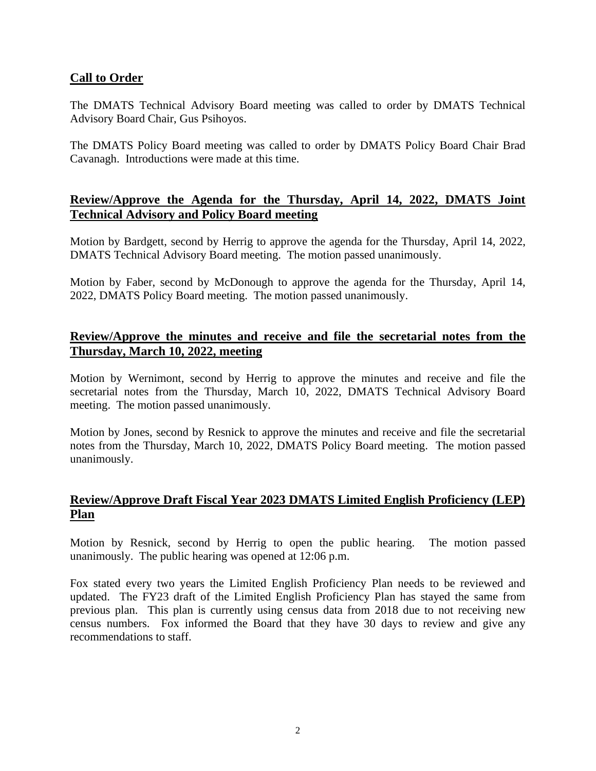## **Call to Order**

The DMATS Technical Advisory Board meeting was called to order by DMATS Technical Advisory Board Chair, Gus Psihoyos.

The DMATS Policy Board meeting was called to order by DMATS Policy Board Chair Brad Cavanagh. Introductions were made at this time.

## **Review/Approve the Agenda for the Thursday, April 14, 2022, DMATS Joint Technical Advisory and Policy Board meeting**

Motion by Bardgett, second by Herrig to approve the agenda for the Thursday, April 14, 2022, DMATS Technical Advisory Board meeting. The motion passed unanimously.

Motion by Faber, second by McDonough to approve the agenda for the Thursday, April 14, 2022, DMATS Policy Board meeting. The motion passed unanimously.

## **Review/Approve the minutes and receive and file the secretarial notes from the Thursday, March 10, 2022, meeting**

Motion by Wernimont, second by Herrig to approve the minutes and receive and file the secretarial notes from the Thursday, March 10, 2022, DMATS Technical Advisory Board meeting. The motion passed unanimously.

Motion by Jones, second by Resnick to approve the minutes and receive and file the secretarial notes from the Thursday, March 10, 2022, DMATS Policy Board meeting. The motion passed unanimously.

## **Review/Approve Draft Fiscal Year 2023 DMATS Limited English Proficiency (LEP) Plan**

Motion by Resnick, second by Herrig to open the public hearing. The motion passed unanimously. The public hearing was opened at 12:06 p.m.

Fox stated every two years the Limited English Proficiency Plan needs to be reviewed and updated. The FY23 draft of the Limited English Proficiency Plan has stayed the same from previous plan. This plan is currently using census data from 2018 due to not receiving new census numbers. Fox informed the Board that they have 30 days to review and give any recommendations to staff.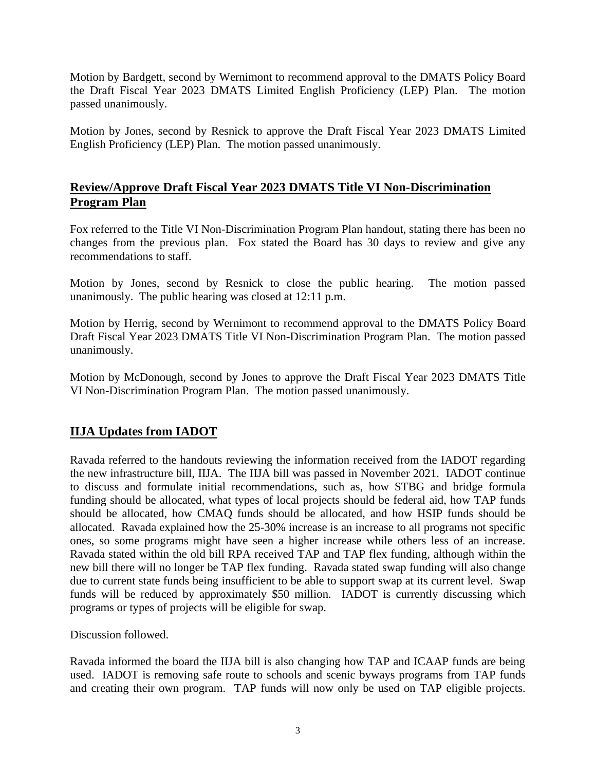Motion by Bardgett, second by Wernimont to recommend approval to the DMATS Policy Board the Draft Fiscal Year 2023 DMATS Limited English Proficiency (LEP) Plan. The motion passed unanimously.

Motion by Jones, second by Resnick to approve the Draft Fiscal Year 2023 DMATS Limited English Proficiency (LEP) Plan. The motion passed unanimously.

## Review/Approve Draft Fiscal Year 2023 DMATS Title VI Non-Discrimination Program Plan

Fox referred to the Title VI Non-Discrimination Program Plan handout, stating there has been no changes from the previous plan. Fox stated the Board has 30 days to review and give any recommendations to staff.

Motion by Jones, second by Resnick to close the public hearing. The motion passed unanimously. The public hearing was closed at 12:11 p.m.

Motion by Herrig, second by Wernimont to recommend approval to the DMATS Policy Board Draft Fiscal Year 2023 DMATS Title VI Non-Discrimination Program Plan. The motion passed unanimously.

Motion by McDonough, second by Jones to approve the Draft Fiscal Year 2023 DMATS Title VI Non-Discrimination Program Plan. The motion passed unanimously.

## IIJA Updates from IADOT

Ravada referred to the handouts reviewing the information received from the IADOT regarding the new infrastructure bill, IIJA. The IIJA bill was passed in November 2021. IADOT continue to discuss and formulate initial recommendations, such as, how STBG and bridge formula funding should be allocated, what types of local projects should be federal aid, how TAP funds should be allocated, how CMAQ funds should be allocated, and how HSIP funds should be allocated. Ravada explained how the 25-30% increase is an increase to all programs not specific ones, so some programs might have seen a higher increase while others less of an increase. Ravada stated within the old bill RPA received TAP and TAP flex funding, although within the new bill there will no longer be TAP flex funding. Ravada stated swap funding will also change due to current state funds being insufficient to be able to support swap at its current level. Swap funds will be reduced by approximately $50 million. IADOT is currently discussing which programs or types of projects will be eligible for swap.

Discussion followed.

Ravada informed the board the IIJA bill is also changing how TAP and ICAAP funds are being used. IADOT is removing safe route to schools and scenic byways programs from TAP funds and creating their own program. TAP funds will now only be used on TAP eligible projects.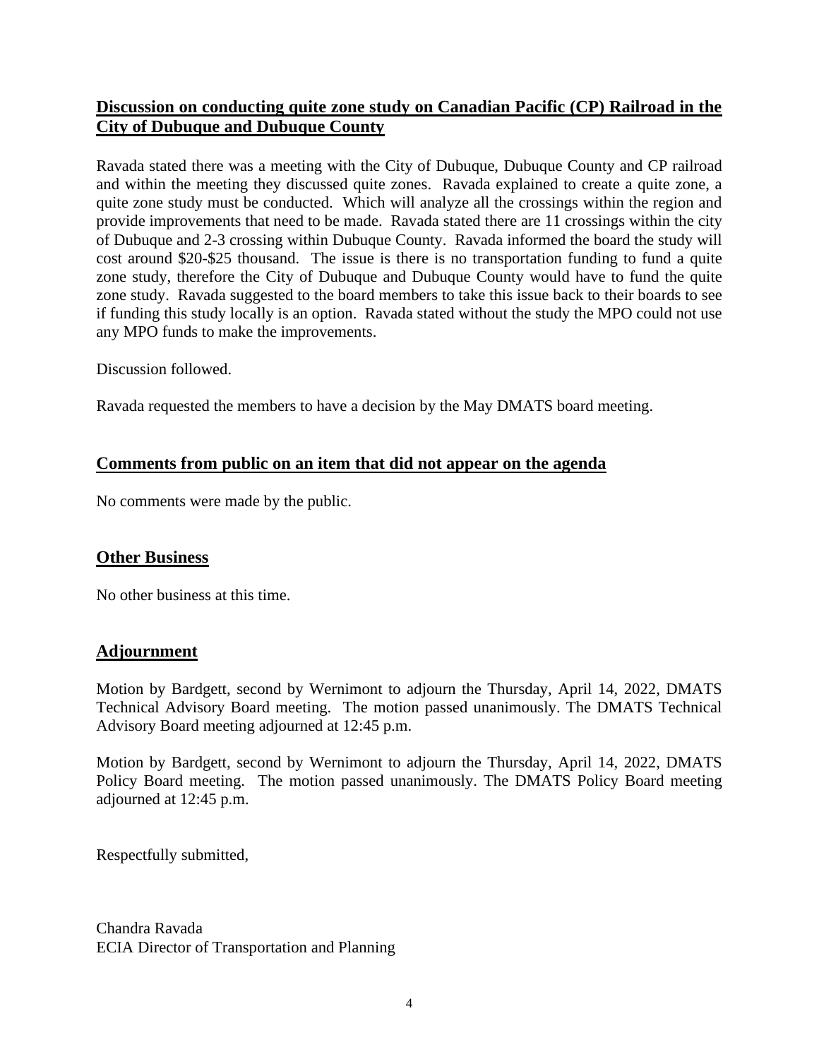## Discussion on conducting quite zone study on Canadian Pacific (CP) Railroad in the City of Dubuque and Dubuque County

Ravada stated there was a meeting with the City of Dubuque, Dubuque County and CP railroad and within the meeting they discussed quite zones. Ravada explained to create a quite zone, a quite zone study must be conducted. Which will analyze all the crossings within the region and provide improvements that need to be made. Ravada stated there are 11 crossings within the city of Dubuque and 2-3 crossing within Dubuque County. Ravada informed the board the study will cost around $20-$25 thousand. The issue is there is no transportation funding to fund a quite zone study, therefore the City of Dubuque and Dubuque County would have to fund the quite zone study. Ravada suggested to the board members to take this issue back to their boards to see if funding this study locally is an option. Ravada stated without the study the MPO could not use any MPO funds to make the improvements.

Discussion followed.

Ravada requested the members to have a decision by the May DMATS board meeting.

## Comments from public on an item that did not appear on the agenda

No comments were made by the public.

## Other Business

No other business at this time.

## Adjournment

Motion by Bardgett, second by Wernimont to adjourn the Thursday, April 14, 2022, DMATS Technical Advisory Board meeting. The motion passed unanimously. The DMATS Technical Advisory Board meeting adjourned at 12:45 p.m.

Motion by Bardgett, second by Wernimont to adjourn the Thursday, April 14, 2022, DMATS Policy Board meeting. The motion passed unanimously. The DMATS Policy Board meeting adjourned at 12:45 p.m.

Respectfully submitted,

Chandra Ravada
ECIA Director of Transportation and Planning